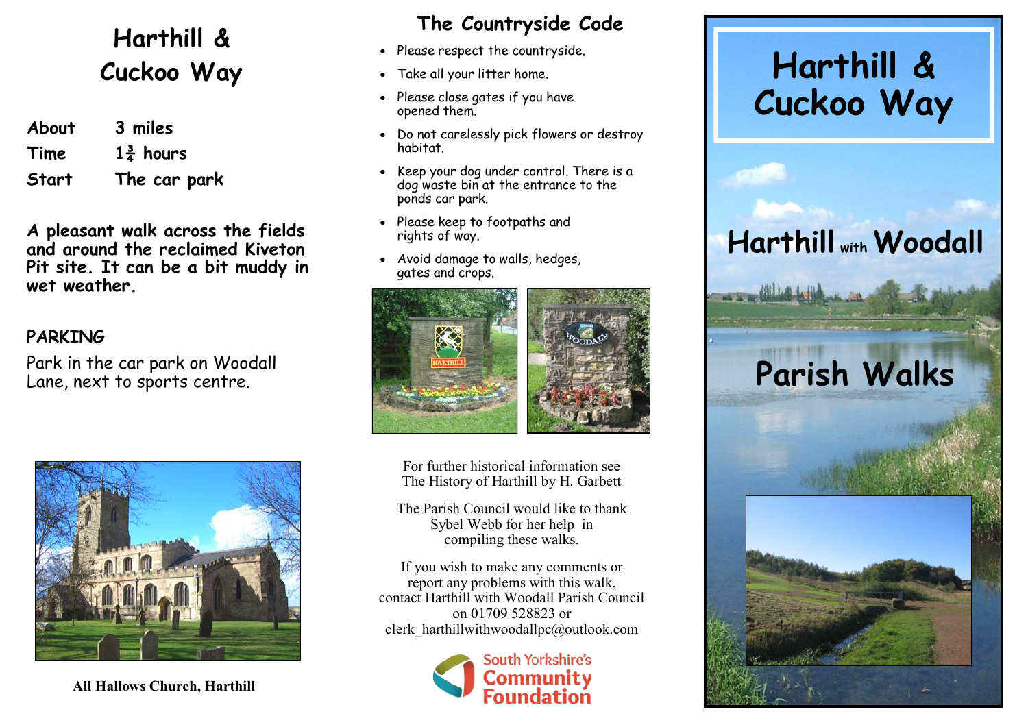# Harthill & Cuckoo Way

| | |
|---|---|
| **About** | **3 miles** |
| **Time** | **$1\frac{3}{4}$ hours** |
| **Start** | **The car park** |

**A pleasant walk across the fields and around the reclaimed Kiveton Pit site. It can be a bit muddy in wet weather.**

## PARKING

Park in the car park on Woodall Lane, next to sports centre.

**All Hallows Church, Harthill**

## The Countryside Code

- Please respect the countryside.
- Take all your litter home.
- Please close gates if you have opened them.
- Do not carelessly pick flowers or destroy habitat.
- Keep your dog under control. There is a dog waste bin at the entrance to the ponds car park.
- Please keep to footpaths and rights of way.
- Avoid damage to walls, hedges, gates and crops.

For further historical information see The History of Harthill by H. Garbett

The Parish Council would like to thank Sybel Webb for her help in compiling these walks.

If you wish to make any comments or report any problems with this walk, contact Harthill with Woodall Parish Council on 01709 528823 or clerk_harthillwithwoodallpc@outlook.com

South Yorkshire's Community Foundation

# Harthill & Cuckoo Way

## Harthill with Woodall

## Parish Walks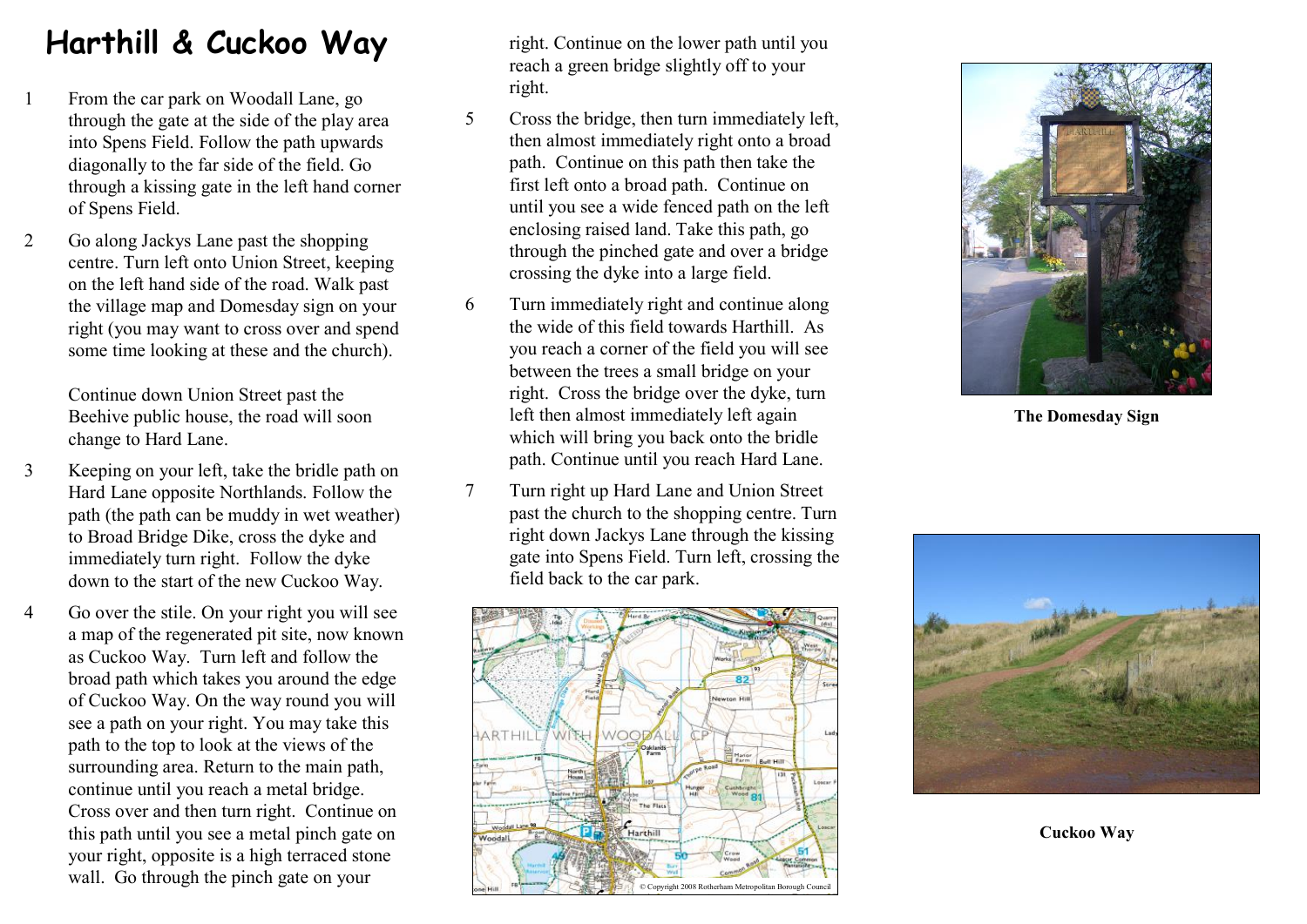# Harthill & Cuckoo Way

1. From the car park on Woodall Lane, go through the gate at the side of the play area into Spens Field. Follow the path upwards diagonally to the far side of the field. Go through a kissing gate in the left hand corner of Spens Field.

2. Go along Jackys Lane past the shopping centre. Turn left onto Union Street, keeping on the left hand side of the road. Walk past the village map and Domesday sign on your right (you may want to cross over and spend some time looking at these and the church).

   Continue down Union Street past the Beehive public house, the road will soon change to Hard Lane.

3. Keeping on your left, take the bridle path on Hard Lane opposite Northlands. Follow the path (the path can be muddy in wet weather) to Broad Bridge Dike, cross the dyke and immediately turn right. Follow the dyke down to the start of the new Cuckoo Way.

4. Go over the stile. On your right you will see a map of the regenerated pit site, now known as Cuckoo Way. Turn left and follow the broad path which takes you around the edge of Cuckoo Way. On the way round you will see a path on your right. You may take this path to the top to look at the views of the surrounding area. Return to the main path, continue until you reach a metal bridge. Cross over and then turn right. Continue on this path until you see a metal pinch gate on your right, opposite is a high terraced stone wall. Go through the pinch gate on your right. Continue on the lower path until you reach a green bridge slightly off to your right.

5. Cross the bridge, then turn immediately left, then almost immediately right onto a broad path. Continue on this path then take the first left onto a broad path. Continue on until you see a wide fenced path on the left enclosing raised land. Take this path, go through the pinched gate and over a bridge crossing the dyke into a large field.

6. Turn immediately right and continue along the wide of this field towards Harthill. As you reach a corner of the field you will see between the trees a small bridge on your right. Cross the bridge over the dyke, turn left then almost immediately left again which will bring you back onto the bridle path. Continue until you reach Hard Lane.

7. Turn right up Hard Lane and Union Street past the church to the shopping centre. Turn right down Jackys Lane through the kissing gate into Spens Field. Turn left, crossing the field back to the car park.

© Copyright 2008 Rotherham Metropolitan Borough Council

**The Domesday Sign**

**Cuckoo Way**